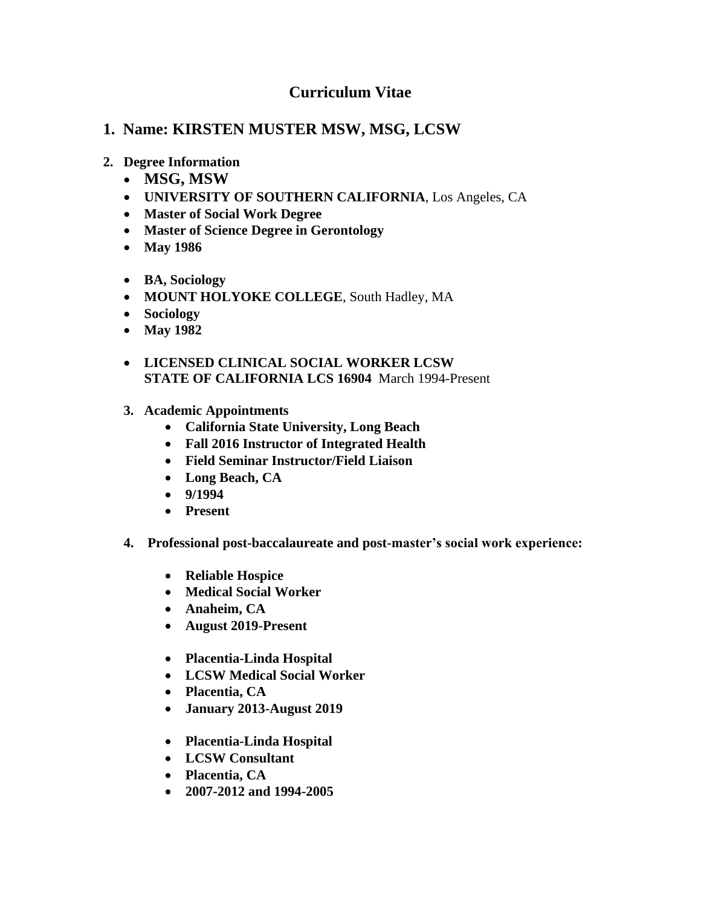# Curriculum Vitae

## 1. Name: KIRSTEN MUSTER MSW, MSG, LCSW

**2. Degree Information**

- **MSG, MSW**
- **UNIVERSITY OF SOUTHERN CALIFORNIA**, Los Angeles, CA
- **Master of Social Work Degree**
- **Master of Science Degree in Gerontology**
- **May 1986**

- **BA, Sociology**
- **MOUNT HOLYOKE COLLEGE**, South Hadley, MA
- **Sociology**
- **May 1982**

- **LICENSED CLINICAL SOCIAL WORKER LCSW**
  **STATE OF CALIFORNIA LCS 16904** March 1994-Present

**3. Academic Appointments**

- **California State University, Long Beach**
- **Fall 2016 Instructor of Integrated Health**
- **Field Seminar Instructor/Field Liaison**
- **Long Beach, CA**
- **9/1994**
- **Present**

**4. Professional post-baccalaureate and post-master's social work experience:**

- **Reliable Hospice**
- **Medical Social Worker**
- **Anaheim, CA**
- **August 2019-Present**

- **Placentia-Linda Hospital**
- **LCSW Medical Social Worker**
- **Placentia, CA**
- **January 2013-August 2019**

- **Placentia-Linda Hospital**
- **LCSW Consultant**
- **Placentia, CA**
- **2007-2012 and 1994-2005**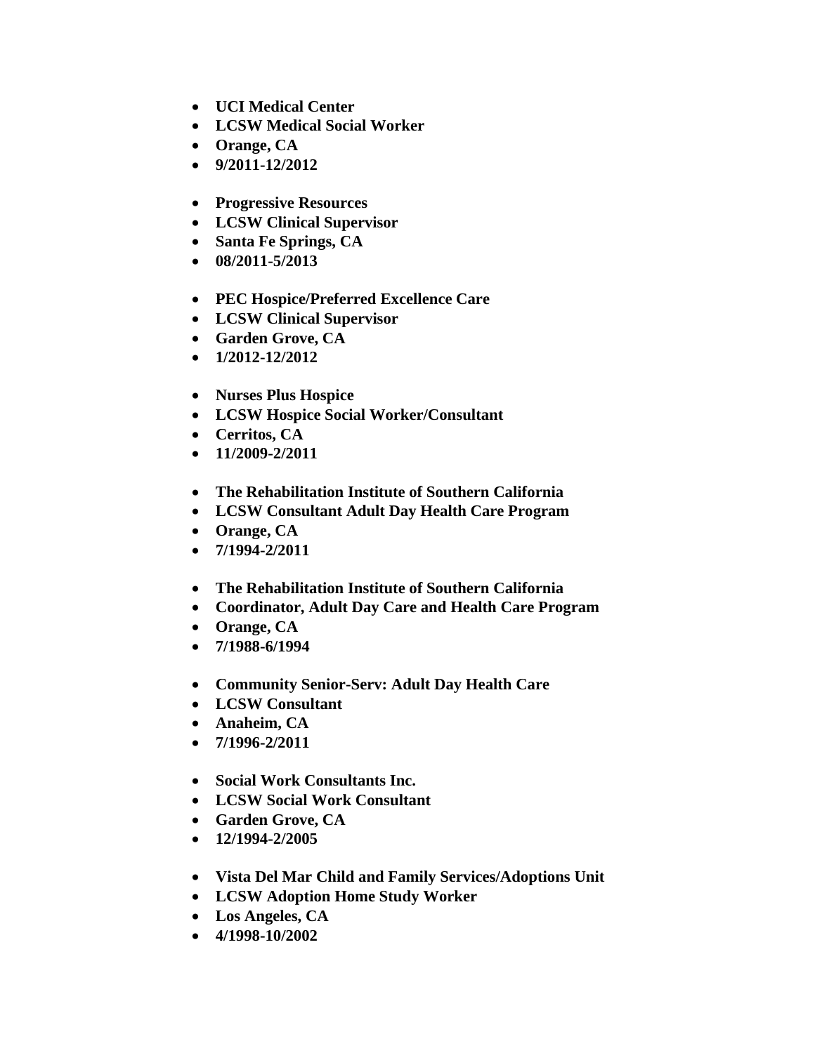- **UCI Medical Center**
- **LCSW Medical Social Worker**
- **Orange, CA**
- **9/2011-12/2012**

- **Progressive Resources**
- **LCSW Clinical Supervisor**
- **Santa Fe Springs, CA**
- **08/2011-5/2013**

- **PEC Hospice/Preferred Excellence Care**
- **LCSW Clinical Supervisor**
- **Garden Grove, CA**
- **1/2012-12/2012**

- **Nurses Plus Hospice**
- **LCSW Hospice Social Worker/Consultant**
- **Cerritos, CA**
- **11/2009-2/2011**

- **The Rehabilitation Institute of Southern California**
- **LCSW Consultant Adult Day Health Care Program**
- **Orange, CA**
- **7/1994-2/2011**

- **The Rehabilitation Institute of Southern California**
- **Coordinator, Adult Day Care and Health Care Program**
- **Orange, CA**
- **7/1988-6/1994**

- **Community Senior-Serv: Adult Day Health Care**
- **LCSW Consultant**
- **Anaheim, CA**
- **7/1996-2/2011**

- **Social Work Consultants Inc.**
- **LCSW Social Work Consultant**
- **Garden Grove, CA**
- **12/1994-2/2005**

- **Vista Del Mar Child and Family Services/Adoptions Unit**
- **LCSW Adoption Home Study Worker**
- **Los Angeles, CA**
- **4/1998-10/2002**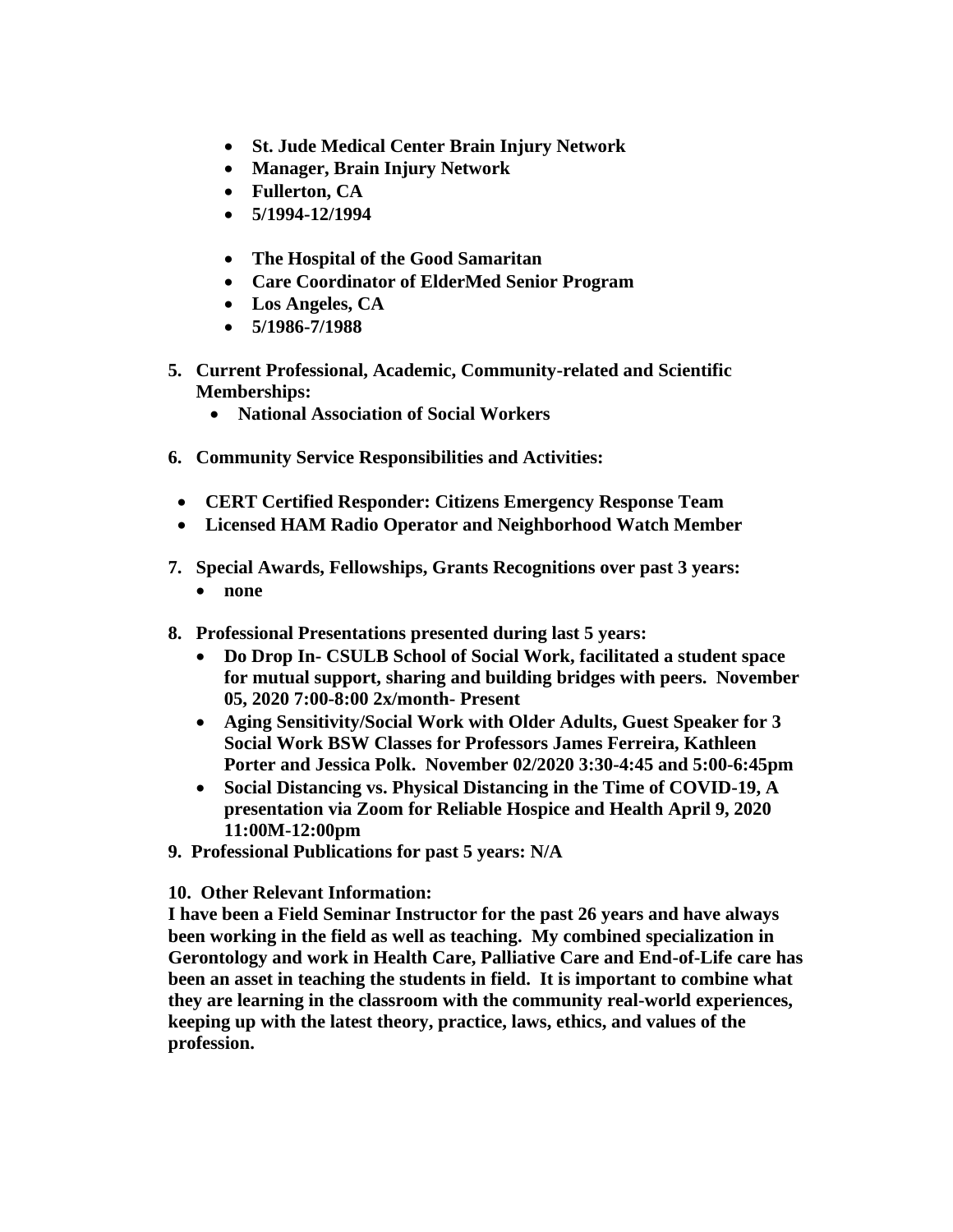- **St. Jude Medical Center Brain Injury Network**
- **Manager, Brain Injury Network**
- **Fullerton, CA**
- **5/1994-12/1994**

- **The Hospital of the Good Samaritan**
- **Care Coordinator of ElderMed Senior Program**
- **Los Angeles, CA**
- **5/1986-7/1988**

5. **Current Professional, Academic, Community-related and Scientific Memberships:**
    - **National Association of Social Workers**

6. **Community Service Responsibilities and Activities:**

- **CERT Certified Responder: Citizens Emergency Response Team**
- **Licensed HAM Radio Operator and Neighborhood Watch Member**

7. **Special Awards, Fellowships, Grants Recognitions over past 3 years:**
    - **none**

8. **Professional Presentations presented during last 5 years:**
    - **Do Drop In- CSULB School of Social Work, facilitated a student space for mutual support, sharing and building bridges with peers. November 05, 2020 7:00-8:00 2x/month- Present**
    - **Aging Sensitivity/Social Work with Older Adults, Guest Speaker for 3 Social Work BSW Classes for Professors James Ferreira, Kathleen Porter and Jessica Polk. November 02/2020 3:30-4:45 and 5:00-6:45pm**
    - **Social Distancing vs. Physical Distancing in the Time of COVID-19, A presentation via Zoom for Reliable Hospice and Health April 9, 2020 11:00M-12:00pm**

9. **Professional Publications for past 5 years: N/A**

10. **Other Relevant Information:**

**I have been a Field Seminar Instructor for the past 26 years and have always been working in the field as well as teaching. My combined specialization in Gerontology and work in Health Care, Palliative Care and End-of-Life care has been an asset in teaching the students in field. It is important to combine what they are learning in the classroom with the community real-world experiences, keeping up with the latest theory, practice, laws, ethics, and values of the profession.**